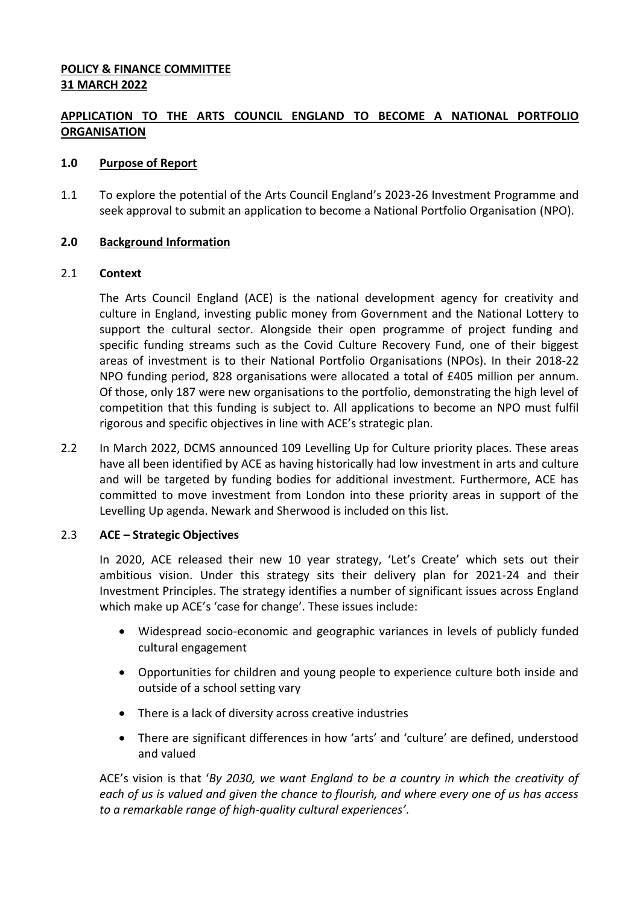**POLICY & FINANCE COMMITTEE**
**31 MARCH 2022**

# APPLICATION TO THE ARTS COUNCIL ENGLAND TO BECOME A NATIONAL PORTFOLIO ORGANISATION

## 1.0 Purpose of Report

1.1 To explore the potential of the Arts Council England's 2023-26 Investment Programme and seek approval to submit an application to become a National Portfolio Organisation (NPO).

## 2.0 Background Information

### 2.1 Context

The Arts Council England (ACE) is the national development agency for creativity and culture in England, investing public money from Government and the National Lottery to support the cultural sector. Alongside their open programme of project funding and specific funding streams such as the Covid Culture Recovery Fund, one of their biggest areas of investment is to their National Portfolio Organisations (NPOs). In their 2018-22 NPO funding period, 828 organisations were allocated a total of £405 million per annum. Of those, only 187 were new organisations to the portfolio, demonstrating the high level of competition that this funding is subject to. All applications to become an NPO must fulfil rigorous and specific objectives in line with ACE's strategic plan.

2.2 In March 2022, DCMS announced 109 Levelling Up for Culture priority places. These areas have all been identified by ACE as having historically had low investment in arts and culture and will be targeted by funding bodies for additional investment. Furthermore, ACE has committed to move investment from London into these priority areas in support of the Levelling Up agenda. Newark and Sherwood is included on this list.

### 2.3 ACE – Strategic Objectives

In 2020, ACE released their new 10 year strategy, 'Let's Create' which sets out their ambitious vision. Under this strategy sits their delivery plan for 2021-24 and their Investment Principles. The strategy identifies a number of significant issues across England which make up ACE's 'case for change'. These issues include:

- Widespread socio-economic and geographic variances in levels of publicly funded cultural engagement
- Opportunities for children and young people to experience culture both inside and outside of a school setting vary
- There is a lack of diversity across creative industries
- There are significant differences in how 'arts' and 'culture' are defined, understood and valued

ACE's vision is that '*By 2030, we want England to be a country in which the creativity of each of us is valued and given the chance to flourish, and where every one of us has access to a remarkable range of high-quality cultural experiences*'.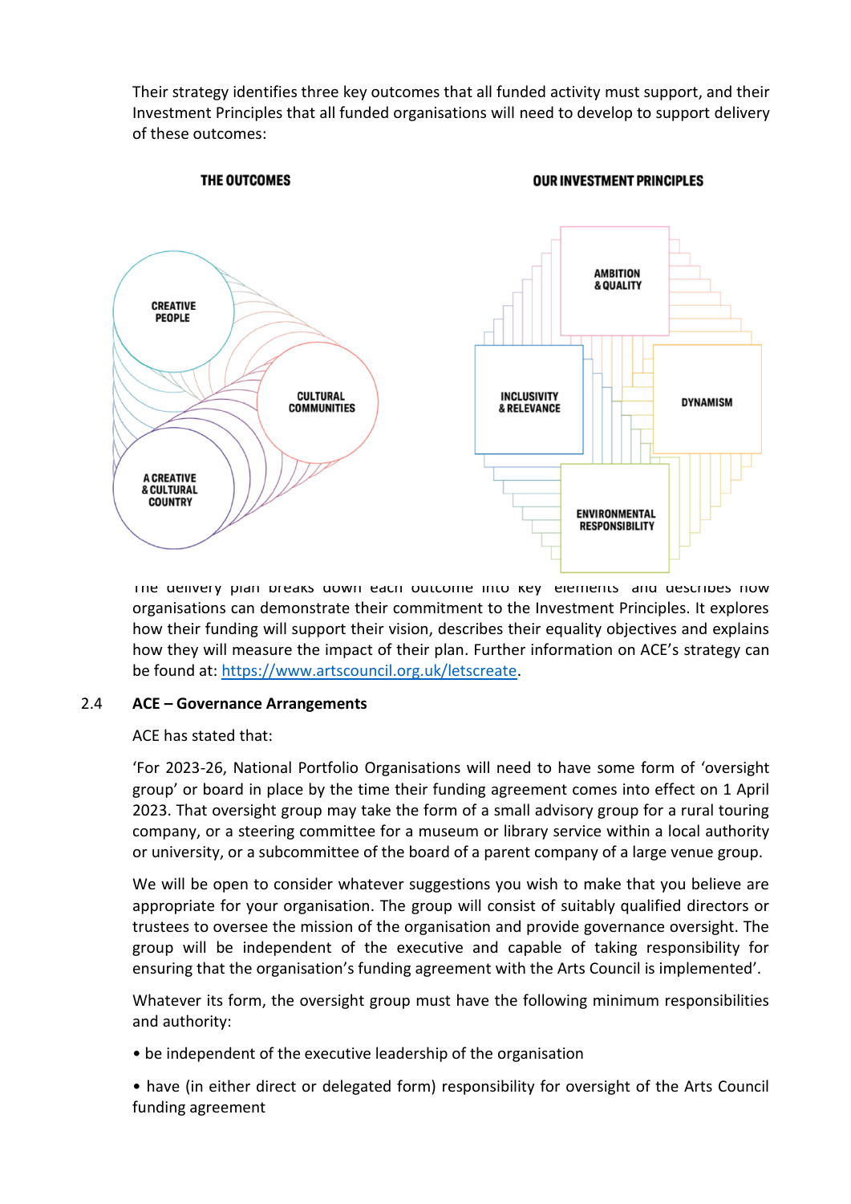Their strategy identifies three key outcomes that all funded activity must support, and their Investment Principles that all funded organisations will need to develop to support delivery of these outcomes:

**THE OUTCOMES**

- CREATIVE PEOPLE
- CULTURAL COMMUNITIES
- A CREATIVE & CULTURAL COUNTRY

**OUR INVESTMENT PRINCIPLES**

- AMBITION & QUALITY
- INCLUSIVITY & RELEVANCE
- DYNAMISM
- ENVIRONMENTAL RESPONSIBILITY

The delivery plan breaks down each outcome into key 'elements' and describes how organisations can demonstrate their commitment to the Investment Principles. It explores how their funding will support their vision, describes their equality objectives and explains how they will measure the impact of their plan. Further information on ACE's strategy can be found at: https://www.artscouncil.org.uk/letscreate.

## 2.4 ACE – Governance Arrangements

ACE has stated that:

'For 2023-26, National Portfolio Organisations will need to have some form of 'oversight group' or board in place by the time their funding agreement comes into effect on 1 April 2023. That oversight group may take the form of a small advisory group for a rural touring company, or a steering committee for a museum or library service within a local authority or university, or a subcommittee of the board of a parent company of a large venue group.

We will be open to consider whatever suggestions you wish to make that you believe are appropriate for your organisation. The group will consist of suitably qualified directors or trustees to oversee the mission of the organisation and provide governance oversight. The group will be independent of the executive and capable of taking responsibility for ensuring that the organisation's funding agreement with the Arts Council is implemented'.

Whatever its form, the oversight group must have the following minimum responsibilities and authority:

- be independent of the executive leadership of the organisation
- have (in either direct or delegated form) responsibility for oversight of the Arts Council funding agreement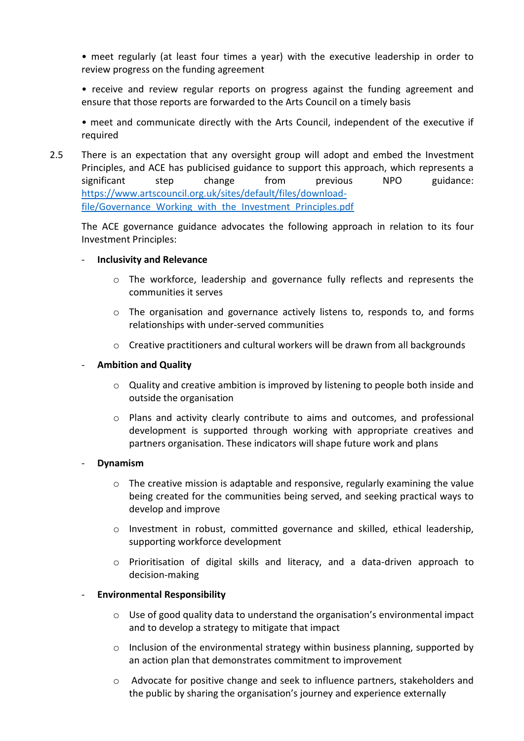- meet regularly (at least four times a year) with the executive leadership in order to review progress on the funding agreement

- receive and review regular reports on progress against the funding agreement and ensure that those reports are forwarded to the Arts Council on a timely basis

- meet and communicate directly with the Arts Council, independent of the executive if required

2.5 There is an expectation that any oversight group will adopt and embed the Investment Principles, and ACE has publicised guidance to support this approach, which represents a significant step change from previous NPO guidance: [https://www.artscouncil.org.uk/sites/default/files/download-file/Governance_Working_with_the_Investment_Principles.pdf](https://www.artscouncil.org.uk/sites/default/files/download-file/Governance_Working_with_the_Investment_Principles.pdf)

The ACE governance guidance advocates the following approach in relation to its four Investment Principles:

- **Inclusivity and Relevance**
  - The workforce, leadership and governance fully reflects and represents the communities it serves
  - The organisation and governance actively listens to, responds to, and forms relationships with under-served communities
  - Creative practitioners and cultural workers will be drawn from all backgrounds
- **Ambition and Quality**
  - Quality and creative ambition is improved by listening to people both inside and outside the organisation
  - Plans and activity clearly contribute to aims and outcomes, and professional development is supported through working with appropriate creatives and partners organisation. These indicators will shape future work and plans
- **Dynamism**
  - The creative mission is adaptable and responsive, regularly examining the value being created for the communities being served, and seeking practical ways to develop and improve
  - Investment in robust, committed governance and skilled, ethical leadership, supporting workforce development
  - Prioritisation of digital skills and literacy, and a data-driven approach to decision-making
- **Environmental Responsibility**
  - Use of good quality data to understand the organisation's environmental impact and to develop a strategy to mitigate that impact
  - Inclusion of the environmental strategy within business planning, supported by an action plan that demonstrates commitment to improvement
  - Advocate for positive change and seek to influence partners, stakeholders and the public by sharing the organisation's journey and experience externally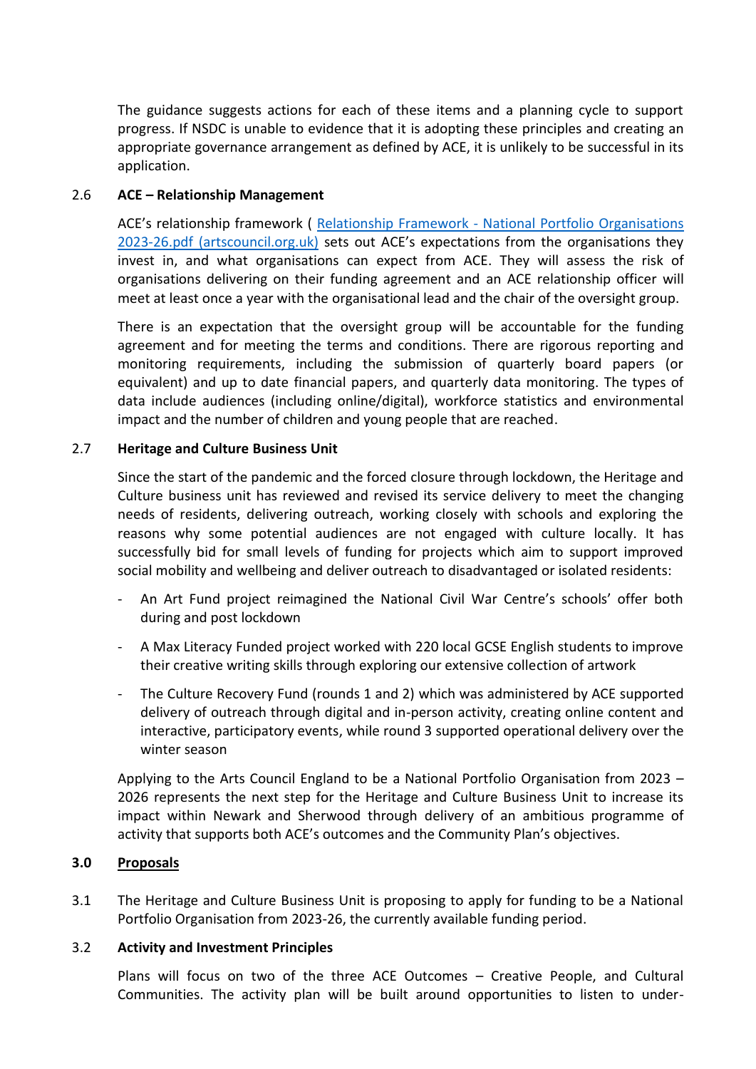The guidance suggests actions for each of these items and a planning cycle to support progress. If NSDC is unable to evidence that it is adopting these principles and creating an appropriate governance arrangement as defined by ACE, it is unlikely to be successful in its application.

### 2.6 ACE – Relationship Management

ACE's relationship framework ( Relationship Framework - National Portfolio Organisations 2023-26.pdf (artscouncil.org.uk) sets out ACE's expectations from the organisations they invest in, and what organisations can expect from ACE. They will assess the risk of organisations delivering on their funding agreement and an ACE relationship officer will meet at least once a year with the organisational lead and the chair of the oversight group.

There is an expectation that the oversight group will be accountable for the funding agreement and for meeting the terms and conditions. There are rigorous reporting and monitoring requirements, including the submission of quarterly board papers (or equivalent) and up to date financial papers, and quarterly data monitoring. The types of data include audiences (including online/digital), workforce statistics and environmental impact and the number of children and young people that are reached.

### 2.7 Heritage and Culture Business Unit

Since the start of the pandemic and the forced closure through lockdown, the Heritage and Culture business unit has reviewed and revised its service delivery to meet the changing needs of residents, delivering outreach, working closely with schools and exploring the reasons why some potential audiences are not engaged with culture locally. It has successfully bid for small levels of funding for projects which aim to support improved social mobility and wellbeing and deliver outreach to disadvantaged or isolated residents:

- An Art Fund project reimagined the National Civil War Centre's schools' offer both during and post lockdown
- A Max Literacy Funded project worked with 220 local GCSE English students to improve their creative writing skills through exploring our extensive collection of artwork
- The Culture Recovery Fund (rounds 1 and 2) which was administered by ACE supported delivery of outreach through digital and in-person activity, creating online content and interactive, participatory events, while round 3 supported operational delivery over the winter season

Applying to the Arts Council England to be a National Portfolio Organisation from 2023 – 2026 represents the next step for the Heritage and Culture Business Unit to increase its impact within Newark and Sherwood through delivery of an ambitious programme of activity that supports both ACE's outcomes and the Community Plan's objectives.

## 3.0 Proposals

3.1 The Heritage and Culture Business Unit is proposing to apply for funding to be a National Portfolio Organisation from 2023-26, the currently available funding period.

### 3.2 Activity and Investment Principles

Plans will focus on two of the three ACE Outcomes – Creative People, and Cultural Communities. The activity plan will be built around opportunities to listen to under-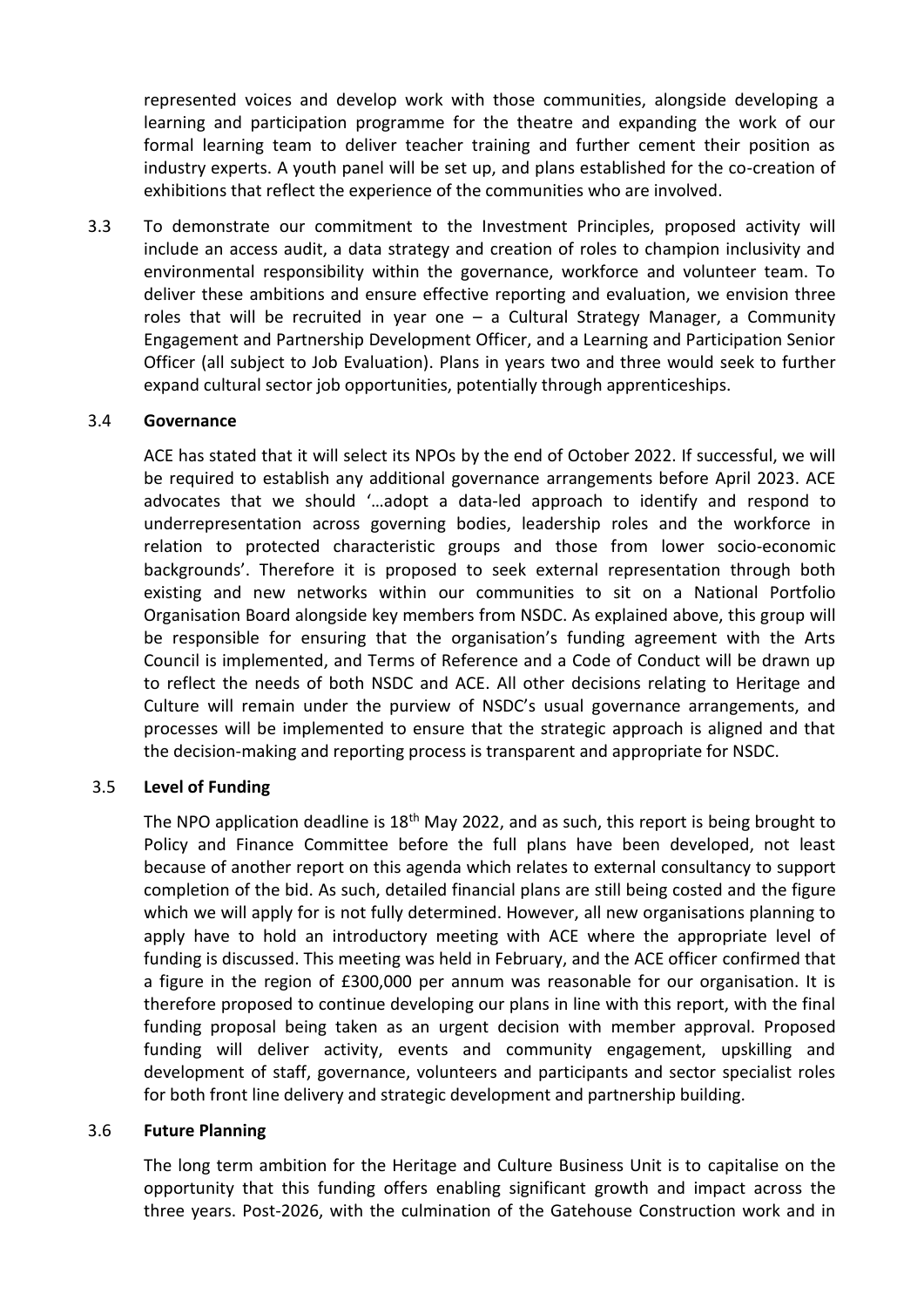represented voices and develop work with those communities, alongside developing a learning and participation programme for the theatre and expanding the work of our formal learning team to deliver teacher training and further cement their position as industry experts. A youth panel will be set up, and plans established for the co-creation of exhibitions that reflect the experience of the communities who are involved.

3.3 To demonstrate our commitment to the Investment Principles, proposed activity will include an access audit, a data strategy and creation of roles to champion inclusivity and environmental responsibility within the governance, workforce and volunteer team. To deliver these ambitions and ensure effective reporting and evaluation, we envision three roles that will be recruited in year one – a Cultural Strategy Manager, a Community Engagement and Partnership Development Officer, and a Learning and Participation Senior Officer (all subject to Job Evaluation). Plans in years two and three would seek to further expand cultural sector job opportunities, potentially through apprenticeships.

3.4 **Governance**

ACE has stated that it will select its NPOs by the end of October 2022. If successful, we will be required to establish any additional governance arrangements before April 2023. ACE advocates that we should '…adopt a data-led approach to identify and respond to underrepresentation across governing bodies, leadership roles and the workforce in relation to protected characteristic groups and those from lower socio-economic backgrounds'. Therefore it is proposed to seek external representation through both existing and new networks within our communities to sit on a National Portfolio Organisation Board alongside key members from NSDC. As explained above, this group will be responsible for ensuring that the organisation's funding agreement with the Arts Council is implemented, and Terms of Reference and a Code of Conduct will be drawn up to reflect the needs of both NSDC and ACE. All other decisions relating to Heritage and Culture will remain under the purview of NSDC's usual governance arrangements, and processes will be implemented to ensure that the strategic approach is aligned and that the decision-making and reporting process is transparent and appropriate for NSDC.

3.5 **Level of Funding**

The NPO application deadline is 18th May 2022, and as such, this report is being brought to Policy and Finance Committee before the full plans have been developed, not least because of another report on this agenda which relates to external consultancy to support completion of the bid. As such, detailed financial plans are still being costed and the figure which we will apply for is not fully determined. However, all new organisations planning to apply have to hold an introductory meeting with ACE where the appropriate level of funding is discussed. This meeting was held in February, and the ACE officer confirmed that a figure in the region of £300,000 per annum was reasonable for our organisation. It is therefore proposed to continue developing our plans in line with this report, with the final funding proposal being taken as an urgent decision with member approval. Proposed funding will deliver activity, events and community engagement, upskilling and development of staff, governance, volunteers and participants and sector specialist roles for both front line delivery and strategic development and partnership building.

3.6 **Future Planning**

The long term ambition for the Heritage and Culture Business Unit is to capitalise on the opportunity that this funding offers enabling significant growth and impact across the three years. Post-2026, with the culmination of the Gatehouse Construction work and in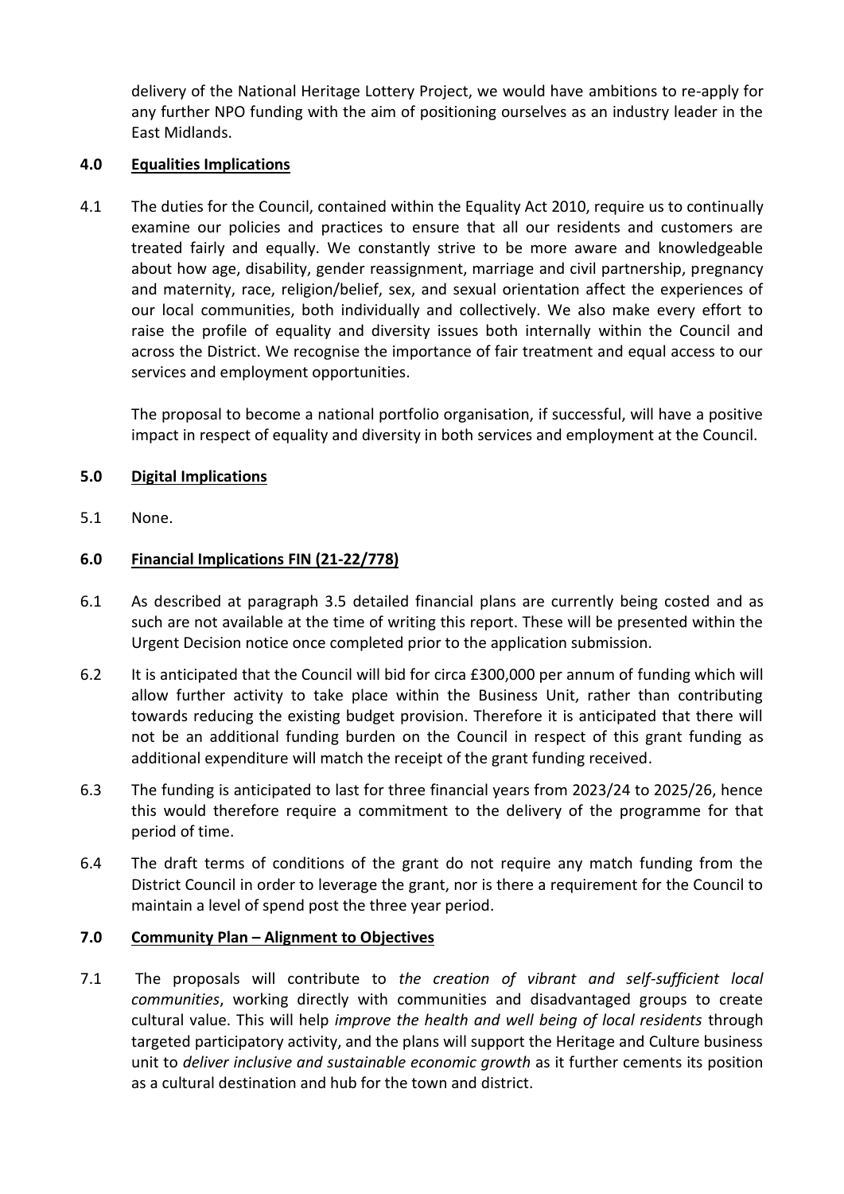delivery of the National Heritage Lottery Project, we would have ambitions to re-apply for any further NPO funding with the aim of positioning ourselves as an industry leader in the East Midlands.

## 4.0 Equalities Implications

4.1 The duties for the Council, contained within the Equality Act 2010, require us to continually examine our policies and practices to ensure that all our residents and customers are treated fairly and equally. We constantly strive to be more aware and knowledgeable about how age, disability, gender reassignment, marriage and civil partnership, pregnancy and maternity, race, religion/belief, sex, and sexual orientation affect the experiences of our local communities, both individually and collectively. We also make every effort to raise the profile of equality and diversity issues both internally within the Council and across the District. We recognise the importance of fair treatment and equal access to our services and employment opportunities.

The proposal to become a national portfolio organisation, if successful, will have a positive impact in respect of equality and diversity in both services and employment at the Council.

## 5.0 Digital Implications

5.1 None.

## 6.0 Financial Implications FIN (21-22/778)

6.1 As described at paragraph 3.5 detailed financial plans are currently being costed and as such are not available at the time of writing this report. These will be presented within the Urgent Decision notice once completed prior to the application submission.

6.2 It is anticipated that the Council will bid for circa £300,000 per annum of funding which will allow further activity to take place within the Business Unit, rather than contributing towards reducing the existing budget provision. Therefore it is anticipated that there will not be an additional funding burden on the Council in respect of this grant funding as additional expenditure will match the receipt of the grant funding received.

6.3 The funding is anticipated to last for three financial years from 2023/24 to 2025/26, hence this would therefore require a commitment to the delivery of the programme for that period of time.

6.4 The draft terms of conditions of the grant do not require any match funding from the District Council in order to leverage the grant, nor is there a requirement for the Council to maintain a level of spend post the three year period.

## 7.0 Community Plan – Alignment to Objectives

7.1 The proposals will contribute to *the creation of vibrant and self-sufficient local communities*, working directly with communities and disadvantaged groups to create cultural value. This will help *improve the health and well being of local residents* through targeted participatory activity, and the plans will support the Heritage and Culture business unit to *deliver inclusive and sustainable economic growth* as it further cements its position as a cultural destination and hub for the town and district.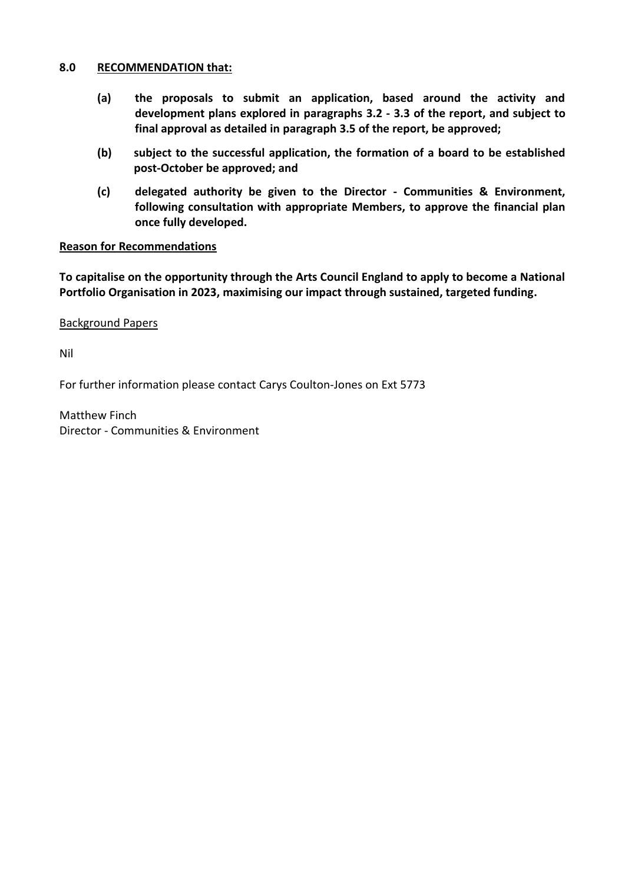## 8.0 RECOMMENDATION that:

**(a) the proposals to submit an application, based around the activity and development plans explored in paragraphs 3.2 - 3.3 of the report, and subject to final approval as detailed in paragraph 3.5 of the report, be approved;**

**(b) subject to the successful application, the formation of a board to be established post-October be approved; and**

**(c) delegated authority be given to the Director - Communities & Environment, following consultation with appropriate Members, to approve the financial plan once fully developed.**

**Reason for Recommendations**

**To capitalise on the opportunity through the Arts Council England to apply to become a National Portfolio Organisation in 2023, maximising our impact through sustained, targeted funding.**

Background Papers

Nil

For further information please contact Carys Coulton-Jones on Ext 5773

Matthew Finch
Director - Communities & Environment